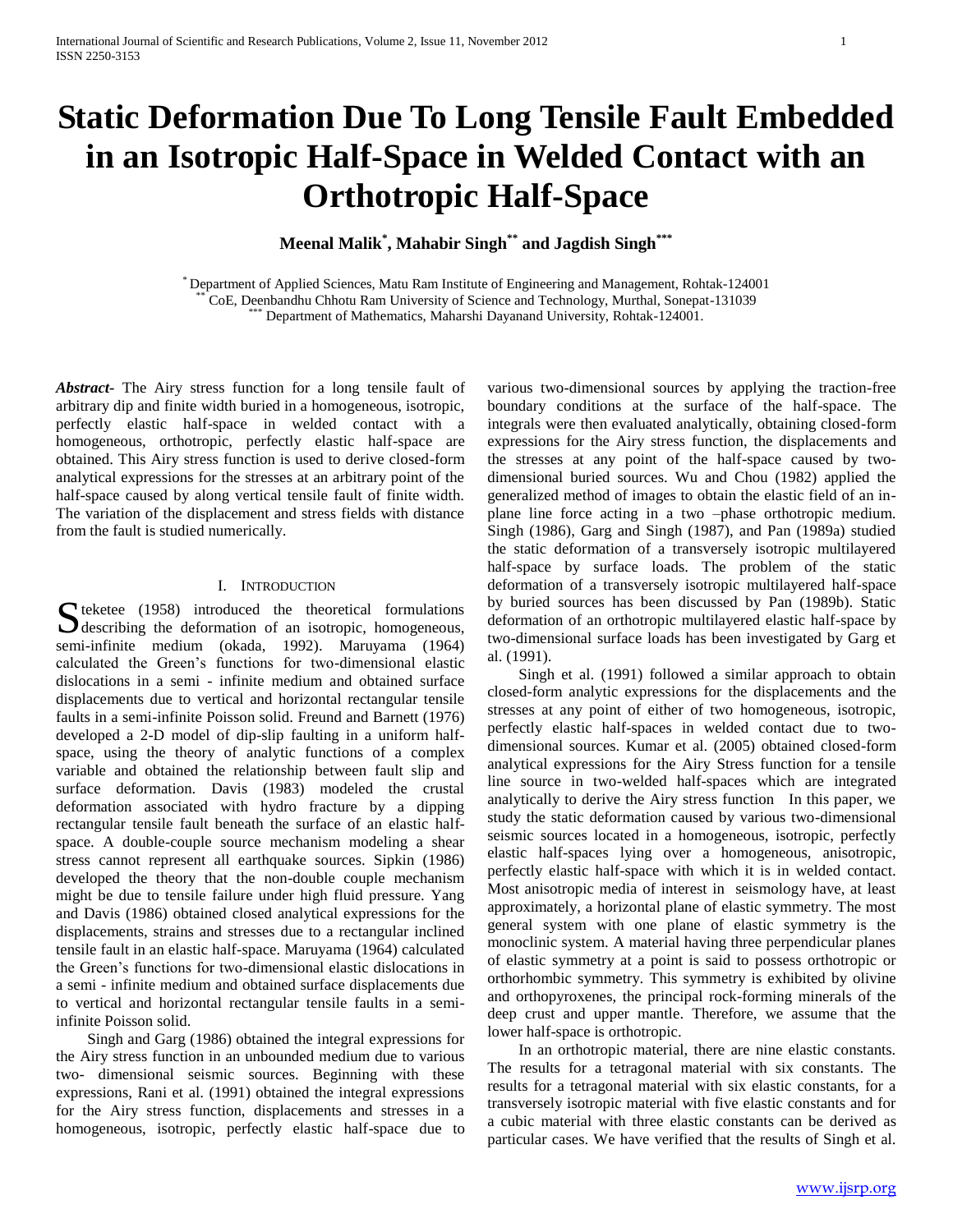# Static Deformation Due To Long Tensile Fault Embedded in an Isotropic Half-Space in Welded Contact with an Orthotropic Half-Space

**Meenal Malik[*], Mahabir Singh[**] and Jagdish Singh[***]**

[*] Department of Applied Sciences, Matu Ram Institute of Engineering and Management, Rohtak-124001
[**] CoE, Deenbandhu Chhotu Ram University of Science and Technology, Murthal, Sonepat-131039
[***] Department of Mathematics, Maharshi Dayanand University, Rohtak-124001.

***Abstract***- The Airy stress function for a long tensile fault of arbitrary dip and finite width buried in a homogeneous, isotropic, perfectly elastic half-space in welded contact with a homogeneous, orthotropic, perfectly elastic half-space are obtained. This Airy stress function is used to derive closed-form analytical expressions for the stresses at an arbitrary point of the half-space caused by along vertical tensile fault of finite width. The variation of the displacement and stress fields with distance from the fault is studied numerically.

## I. Introduction

Steketee (1958) introduced the theoretical formulations describing the deformation of an isotropic, homogeneous, semi-infinite medium (okada, 1992). Maruyama (1964) calculated the Green's functions for two-dimensional elastic dislocations in a semi - infinite medium and obtained surface displacements due to vertical and horizontal rectangular tensile faults in a semi-infinite Poisson solid. Freund and Barnett (1976) developed a 2-D model of dip-slip faulting in a uniform half-space, using the theory of analytic functions of a complex variable and obtained the relationship between fault slip and surface deformation. Davis (1983) modeled the crustal deformation associated with hydro fracture by a dipping rectangular tensile fault beneath the surface of an elastic half-space. A double-couple source mechanism modeling a shear stress cannot represent all earthquake sources. Sipkin (1986) developed the theory that the non-double couple mechanism might be due to tensile failure under high fluid pressure. Yang and Davis (1986) obtained closed analytical expressions for the displacements, strains and stresses due to a rectangular inclined tensile fault in an elastic half-space. Maruyama (1964) calculated the Green's functions for two-dimensional elastic dislocations in a semi - infinite medium and obtained surface displacements due to vertical and horizontal rectangular tensile faults in a semi-infinite Poisson solid.

Singh and Garg (1986) obtained the integral expressions for the Airy stress function in an unbounded medium due to various two- dimensional seismic sources. Beginning with these expressions, Rani et al. (1991) obtained the integral expressions for the Airy stress function, displacements and stresses in a homogeneous, isotropic, perfectly elastic half-space due to various two-dimensional sources by applying the traction-free boundary conditions at the surface of the half-space. The integrals were then evaluated analytically, obtaining closed-form expressions for the Airy stress function, the displacements and the stresses at any point of the half-space caused by two-dimensional buried sources. Wu and Chou (1982) applied the generalized method of images to obtain the elastic field of an in-plane line force acting in a two –phase orthotropic medium. Singh (1986), Garg and Singh (1987), and Pan (1989a) studied the static deformation of a transversely isotropic multilayered half-space by surface loads. The problem of the static deformation of a transversely isotropic multilayered half-space by buried sources has been discussed by Pan (1989b). Static deformation of an orthotropic multilayered elastic half-space by two-dimensional surface loads has been investigated by Garg et al. (1991).

Singh et al. (1991) followed a similar approach to obtain closed-form analytic expressions for the displacements and the stresses at any point of either of two homogeneous, isotropic, perfectly elastic half-spaces in welded contact due to two-dimensional sources. Kumar et al. (2005) obtained closed-form analytical expressions for the Airy Stress function for a tensile line source in two-welded half-spaces which are integrated analytically to derive the Airy stress function In this paper, we study the static deformation caused by various two-dimensional seismic sources located in a homogeneous, isotropic, perfectly elastic half-spaces lying over a homogeneous, anisotropic, perfectly elastic half-space with which it is in welded contact. Most anisotropic media of interest in seismology have, at least approximately, a horizontal plane of elastic symmetry. The most general system with one plane of elastic symmetry is the monoclinic system. A material having three perpendicular planes of elastic symmetry at a point is said to possess orthotropic or orthorhombic symmetry. This symmetry is exhibited by olivine and orthopyroxenes, the principal rock-forming minerals of the deep crust and upper mantle. Therefore, we assume that the lower half-space is orthotropic.

In an orthotropic material, there are nine elastic constants. The results for a tetragonal material with six constants. The results for a tetragonal material with six elastic constants, for a transversely isotropic material with five elastic constants and for a cubic material with three elastic constants can be derived as particular cases. We have verified that the results of Singh et al.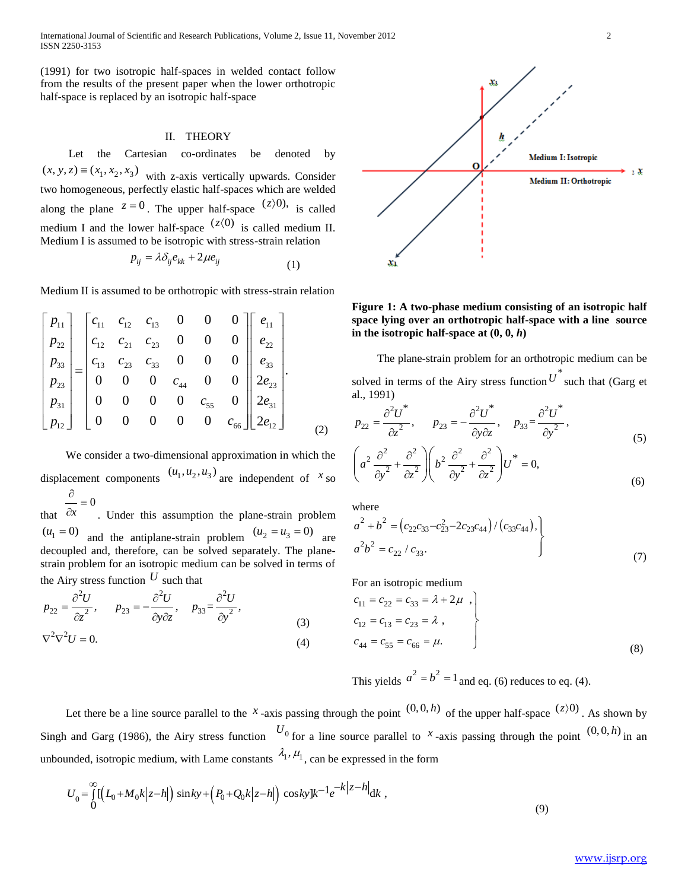(1991) for two isotropic half-spaces in welded contact follow from the results of the present paper when the lower orthotropic half-space is replaced by an isotropic half-space

## II. THEORY

Let the Cartesian co-ordinates be denoted by $(x, y, z) \equiv (x_1, x_2, x_3)$ with z-axis vertically upwards. Consider two homogeneous, perfectly elastic half-spaces which are welded along the plane $z = 0$. The upper half-space $(z \rangle 0)$, is called medium I and the lower half-space $(z \langle 0)$ is called medium II. Medium I is assumed to be isotropic with stress-strain relation

$$p_{ij} = \lambda \delta_{ij} e_{kk} + 2\mu e_{ij} \tag{1}$$

Medium II is assumed to be orthotropic with stress-strain relation

$$\begin{bmatrix} p_{11} \\ p_{22} \\ p_{33} \\ p_{23} \\ p_{31} \\ p_{12} \end{bmatrix} = \begin{bmatrix} c_{11} & c_{12} & c_{13} & 0 & 0 & 0 \\ c_{12} & c_{21} & c_{23} & 0 & 0 & 0 \\ c_{13} & c_{23} & c_{33} & 0 & 0 & 0 \\ 0 & 0 & 0 & c_{44} & 0 & 0 \\ 0 & 0 & 0 & 0 & c_{55} & 0 \\ 0 & 0 & 0 & 0 & 0 & c_{66} \end{bmatrix} \begin{bmatrix} e_{11} \\ e_{22} \\ e_{33} \\ 2e_{23} \\ 2e_{31} \\ 2e_{12} \end{bmatrix}. \tag{2}$$

We consider a two-dimensional approximation in which the displacement components $(u_1, u_2, u_3)$ are independent of $x$ so that $\frac{\partial}{\partial x} \equiv 0$. Under this assumption the plane-strain problem $(u_1 = 0)$ and the antiplane-strain problem $(u_2 = u_3 = 0)$ are decoupled and, therefore, can be solved separately. The plane-strain problem for an isotropic medium can be solved in terms of the Airy stress function $U$ such that

$$p_{22} = \frac{\partial^2 U}{\partial z^2}, \quad p_{23} = -\frac{\partial^2 U}{\partial y \partial z}, \quad p_{33} = \frac{\partial^2 U}{\partial y^2}, \tag{3}$$

$$\nabla^2 \nabla^2 U = 0. \tag{4}$$

**Figure 1: A two-phase medium consisting of an isotropic half space lying over an orthotropic half-space with a line source in the isotropic half-space at (0, 0, *h*)**

The plane-strain problem for an orthotropic medium can be solved in terms of the Airy stress function $U^*$ such that (Garg et al., 1991)

$$p_{22} = \frac{\partial^2 U^*}{\partial z^2}, \quad p_{23} = -\frac{\partial^2 U^*}{\partial y \partial z}, \quad p_{33} = \frac{\partial^2 U^*}{\partial y^2}, \tag{5}$$

$$\left( a^2 \frac{\partial^2}{\partial y^2} + \frac{\partial^2}{\partial z^2} \right) \left( b^2 \frac{\partial^2}{\partial y^2} + \frac{\partial^2}{\partial z^2} \right) U^* = 0, \tag{6}$$

where

$$\left. \begin{aligned} a^2 + b^2 &= \left( c_{22} c_{33} - c_{23}^2 - 2c_{23} c_{44} \right) / \left( c_{33} c_{44} \right), \\ a^2 b^2 &= c_{22} / c_{33}. \end{aligned} \right\} \tag{7}$$

For an isotropic medium

$$\left. \begin{aligned} c_{11} &= c_{22} = c_{33} = \lambda + 2\mu \,, \\ c_{12} &= c_{13} = c_{23} = \lambda \,, \\ c_{44} &= c_{55} = c_{66} = \mu. \end{aligned} \right\} \tag{8}$$

This yields $a^2 = b^2 = 1$ and eq. (6) reduces to eq. (4).

Let there be a line source parallel to the $x$-axis passing through the point $(0, 0, h)$ of the upper half-space $(z \rangle 0)$. As shown by Singh and Garg (1986), the Airy stress function $U_0$ for a line source parallel to $x$-axis passing through the point $(0, 0, h)$ in an unbounded, isotropic medium, with Lame constants $\lambda_1, \mu_1$, can be expressed in the form

$$U_0 = \int_0^\infty [\left( L_0 + M_0 k \left| z - h \right| \right) \sin ky + \left( P_0 + Q_0 k \left| z - h \right| \right) \cos ky] k^{-1} e^{-k \left| z - h \right|} dk \,, \tag{9}$$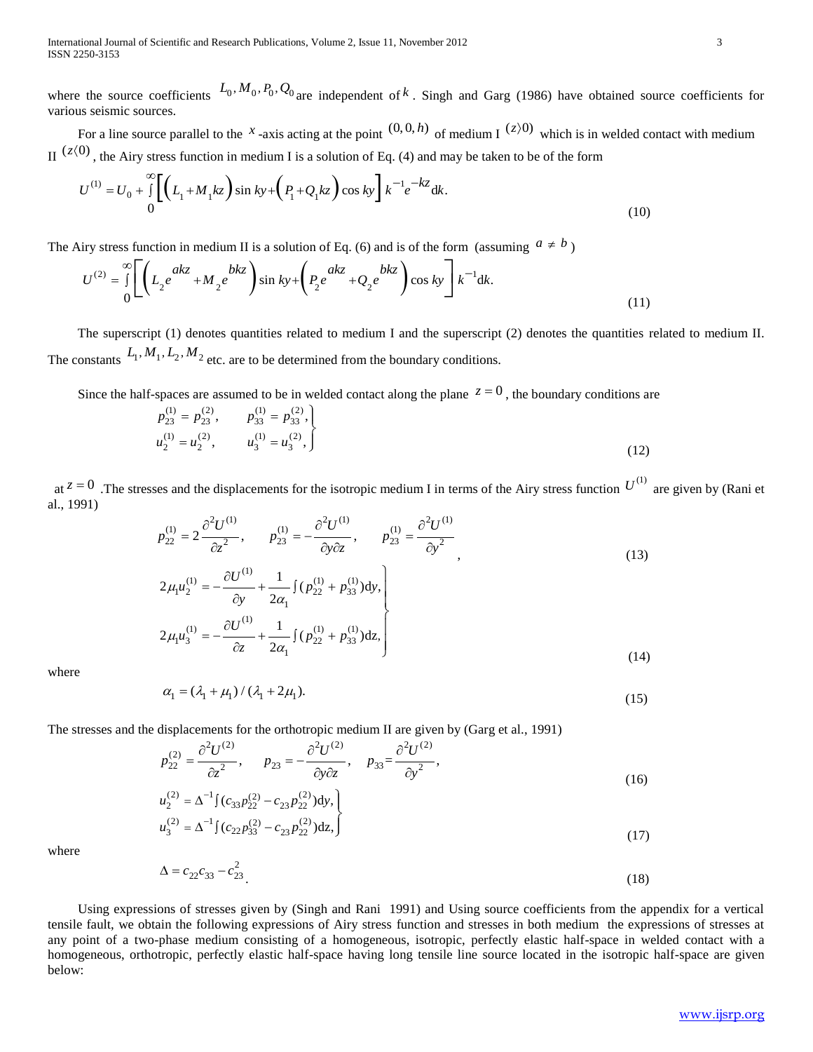where the source coefficients $L_0, M_0, P_0, Q_0$ are independent of $k$. Singh and Garg (1986) have obtained source coefficients for various seismic sources.

For a line source parallel to the $x$-axis acting at the point $(0,0,h)$ of medium I $(z\rangle 0)$ which is in welded contact with medium II $(z\langle 0)$, the Airy stress function in medium I is a solution of Eq. (4) and may be taken to be of the form

$$U^{(1)} = U_0 + \int_0^\infty \left[ \left( L_1 + M_1 kz \right) \sin ky + \left( P_1 + Q_1 kz \right) \cos ky \right] k^{-1} e^{-kz} \mathrm{d}k. \tag{10}$$

The Airy stress function in medium II is a solution of Eq. (6) and is of the form (assuming $a \neq b$)

$$U^{(2)} = \int_0^\infty \left[ \left( L_2 e^{akz} + M_2 e^{bkz} \right) \sin ky + \left( P_2 e^{akz} + Q_2 e^{bkz} \right) \cos ky \right] k^{-1} \mathrm{d}k. \tag{11}$$

The superscript (1) denotes quantities related to medium I and the superscript (2) denotes the quantities related to medium II. The constants $L_1, M_1, L_2, M_2$ etc. are to be determined from the boundary conditions.

Since the half-spaces are assumed to be in welded contact along the plane $z = 0$, the boundary conditions are

$$\left.\begin{aligned} p_{23}^{(1)} &= p_{23}^{(2)}, \qquad p_{33}^{(1)} = p_{33}^{(2)}, \\ u_2^{(1)} &= u_2^{(2)}, \qquad u_3^{(1)} = u_3^{(2)}, \end{aligned}\right\} \tag{12}$$

at $z = 0$. The stresses and the displacements for the isotropic medium I in terms of the Airy stress function $U^{(1)}$ are given by (Rani et al., 1991)

$$p_{22}^{(1)} = 2\frac{\partial^2 U^{(1)}}{\partial z^2}, \qquad p_{23}^{(1)} = -\frac{\partial^2 U^{(1)}}{\partial y \partial z}, \qquad p_{23}^{(1)} = \frac{\partial^2 U^{(1)}}{\partial y^2}, \tag{13}$$

$$\left.\begin{aligned} 2\mu_1 u_2^{(1)} &= -\frac{\partial U^{(1)}}{\partial y} + \frac{1}{2\alpha_1}\int (p_{22}^{(1)} + p_{33}^{(1)}) \mathrm{d}y, \\ 2\mu_1 u_3^{(1)} &= -\frac{\partial U^{(1)}}{\partial z} + \frac{1}{2\alpha_1}\int (p_{22}^{(1)} + p_{33}^{(1)}) \mathrm{d}z, \end{aligned}\right\} \tag{14}$$

where

$$\alpha_1 = (\lambda_1 + \mu_1)/(\lambda_1 + 2\mu_1). \tag{15}$$

The stresses and the displacements for the orthotropic medium II are given by (Garg et al., 1991)

$$p_{22}^{(2)} = \frac{\partial^2 U^{(2)}}{\partial z^2}, \qquad p_{23} = -\frac{\partial^2 U^{(2)}}{\partial y \partial z}, \qquad p_{33} = \frac{\partial^2 U^{(2)}}{\partial y^2}, \tag{16}$$

$$\left.\begin{aligned} u_2^{(2)} &= \Delta^{-1}\int (c_{33} p_{22}^{(2)} - c_{23} p_{22}^{(2)}) \mathrm{d}y, \\ u_3^{(2)} &= \Delta^{-1}\int (c_{22} p_{33}^{(2)} - c_{23} p_{22}^{(2)}) \mathrm{d}z, \end{aligned}\right\} \tag{17}$$

where

$$\Delta = c_{22} c_{33} - c_{23}^2. \tag{18}$$

Using expressions of stresses given by (Singh and Rani 1991) and Using source coefficients from the appendix for a vertical tensile fault, we obtain the following expressions of Airy stress function and stresses in both medium the expressions of stresses at any point of a two-phase medium consisting of a homogeneous, isotropic, perfectly elastic half-space in welded contact with a homogeneous, orthotropic, perfectly elastic half-space having long tensile line source located in the isotropic half-space are given below: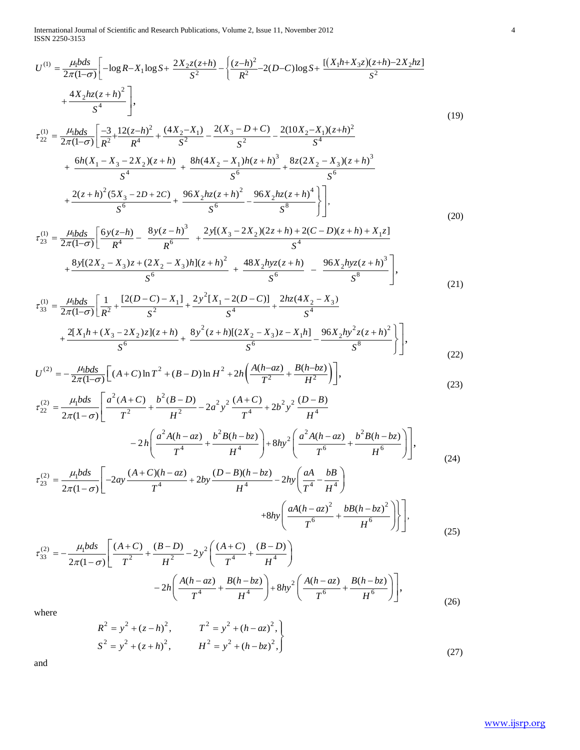$$U^{(1)} = \frac{\mu_1 bds}{2\pi(1-\sigma)}\left[-\log R - X_1 \log S + \frac{2X_2 z(z+h)}{S^2} - \left\{\frac{(z-h)^2}{R^2} - 2(D-C)\log S + \frac{[(X_1 h + X_3 z)(z+h) - 2X_2 hz]}{S^2} + \frac{4X_2 hz(z+h)^2}{S^4}\right],\tag{19}$$

$$\tau_{22}^{(1)} = \frac{\mu_1 bds}{2\pi(1-\sigma)}\left[\frac{-3}{R^2} + \frac{12(z-h)^2}{R^4} + \frac{(4X_2 - X_1)}{S^2} - \frac{2(X_3 - D + C)}{S^2} - \frac{2(10X_2 - X_1)(z+h)^2}{S^4} + \frac{6h(X_1 - X_3 - 2X_2)(z+h)}{S^4} + \frac{8h(4X_2 - X_1)h(z+h)^3}{S^6} + \frac{8z(2X_2 - X_3)(z+h)^3}{S^6} + \frac{2(z+h)^2(5X_3 - 2D + 2C)}{S^6} + \frac{96X_2 hz(z+h)^2}{S^6} - \frac{96X_2 hz(z+h)^4}{S^8}\right\}\right],\tag{20}$$

$$\tau_{23}^{(1)} = \frac{\mu_1 bds}{2\pi(1-\sigma)}\left[\frac{6y(z-h)}{R^4} - \frac{8y(z-h)^3}{R^6} + \frac{2y[(X_3 - 2X_2)(2z+h) + 2(C-D)(z+h) + X_1 z]}{S^4} + \frac{8y[(2X_2 - X_3)z + (2X_2 - X_3)h](z+h)^2}{S^6} + \frac{48X_2 hyz(z+h)}{S^6} - \frac{96X_2 hyz(z+h)^3}{S^8}\right],\tag{21}$$

$$\tau_{33}^{(1)} = \frac{\mu_1 bds}{2\pi(1-\sigma)}\left[\frac{1}{R^2} + \frac{[2(D-C) - X_1]}{S^2} + \frac{2y^2[X_1 - 2(D-C)]}{S^4} + \frac{2hz(4X_2 - X_3)}{S^4} + \frac{2[X_1 h + (X_3 - 2X_2)z](z+h)}{S^6} + \frac{8y^2(z+h)[(2X_2 - X_3)z - X_1 h]}{S^6} - \frac{96X_2 hy^2 z(z+h)^2}{S^8}\right\}\right],\tag{22}$$

$$U^{(2)} = -\frac{\mu_1 bds}{2\pi(1-\sigma)}\left[(A+C)\ln T^2 + (B-D)\ln H^2 + 2h\left(\frac{A(h-az)}{T^2} + \frac{B(h-bz)}{H^2}\right)\right],\tag{23}$$

$$\tau_{22}^{(2)} = \frac{\mu_1 bds}{2\pi(1-\sigma)}\left[\frac{a^2(A+C)}{T^2} + \frac{b^2(B-D)}{H^2} - 2a^2y^2\frac{(A+C)}{T^4} + 2b^2y^2\frac{(D-B)}{H^4} - 2h\left(\frac{a^2A(h-az)}{T^4} + \frac{b^2B(h-bz)}{H^4}\right) + 8hy^2\left(\frac{a^2A(h-az)}{T^6} + \frac{b^2B(h-bz)}{H^6}\right)\right],\tag{24}$$

$$\tau_{23}^{(2)} = \frac{\mu_1 bds}{2\pi(1-\sigma)}\left[-2ay\frac{(A+C)(h-az)}{T^4} + 2by\frac{(D-B)(h-bz)}{H^4} - 2hy\left(\frac{aA}{T^4} - \frac{bB}{H^4}\right) + 8hy\left(\frac{aA(h-az)^2}{T^6} + \frac{bB(h-bz)^2}{H^6}\right)\right\}\right],\tag{25}$$

$$\tau_{33}^{(2)} = -\frac{\mu_1 bds}{2\pi(1-\sigma)}\left[\frac{(A+C)}{T^2} + \frac{(B-D)}{H^2} - 2y^2\left(\frac{(A+C)}{T^4} + \frac{(B-D)}{H^4}\right) - 2h\left(\frac{A(h-az)}{T^4} + \frac{B(h-bz)}{H^4}\right) + 8hy^2\left(\frac{A(h-az)}{T^6} + \frac{B(h-bz)}{H^6}\right)\right],\tag{26}$$

where

$$\left.\begin{aligned} R^2 &= y^2 + (z-h)^2, \qquad & T^2 &= y^2 + (h-az)^2, \\ S^2 &= y^2 + (z+h)^2, \qquad & H^2 &= y^2 + (h-bz)^2, \end{aligned}\right\}\tag{27}$$

and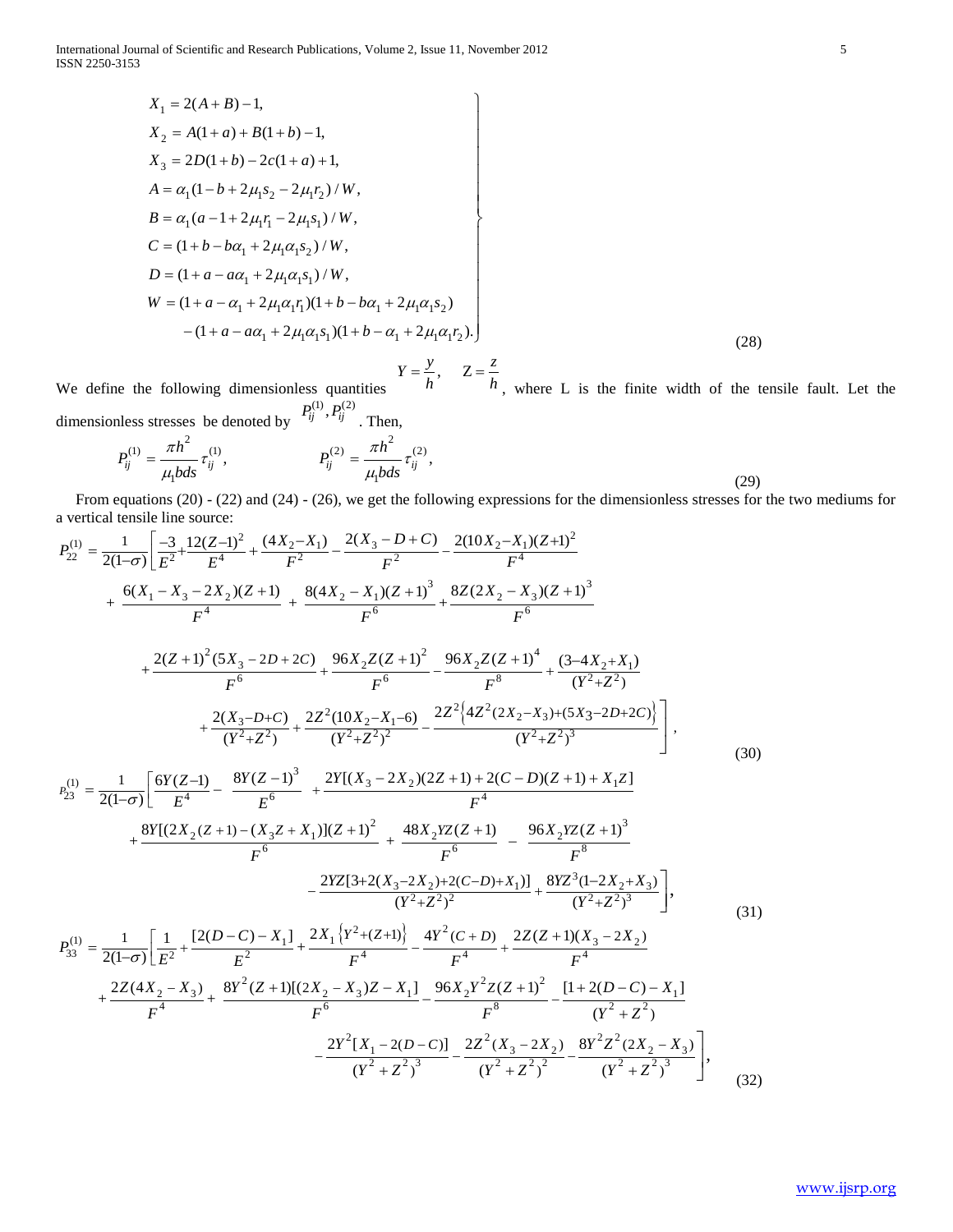$$
\left.\begin{aligned}
X_1 &= 2(A+B)-1,\\
X_2 &= A(1+a)+B(1+b)-1,\\
X_3 &= 2D(1+b)-2c(1+a)+1,\\
A &= \alpha_1(1-b+2\mu_1 s_2-2\mu_1 r_2)/W,\\
B &= \alpha_1(a-1+2\mu_1 r_1-2\mu_1 s_1)/W,\\
C &= (1+b-b\alpha_1+2\mu_1\alpha_1 s_2)/W,\\
D &= (1+a-a\alpha_1+2\mu_1\alpha_1 s_1)/W,\\
W &= (1+a-\alpha_1+2\mu_1\alpha_1 r_1)(1+b-b\alpha_1+2\mu_1\alpha_1 s_2)\\
&\quad-(1+a-a\alpha_1+2\mu_1\alpha_1 s_1)(1+b-\alpha_1+2\mu_1\alpha_1 r_2).
\end{aligned}\right\} \tag{28}
$$

We define the following dimensionless quantities $Y=\dfrac{y}{h},\quad Z=\dfrac{z}{h}$, where L is the finite width of the tensile fault. Let the dimensionless stresses be denoted by $P_{ij}^{(1)}, P_{ij}^{(2)}$. Then,

$$
P_{ij}^{(1)}=\frac{\pi h^2}{\mu_1 bds}\tau_{ij}^{(1)}, \qquad P_{ij}^{(2)}=\frac{\pi h^2}{\mu_1 bds}\tau_{ij}^{(2)}, \tag{29}
$$

From equations (20) - (22) and (24) - (26), we get the following expressions for the dimensionless stresses for the two mediums for a vertical tensile line source:

$$
\begin{aligned}
P_{22}^{(1)} = \frac{1}{2(1-\sigma)}\Bigg[ & \frac{-3}{E^2}+\frac{12(Z-1)^2}{E^4}+\frac{(4X_2-X_1)}{F^2}-\frac{2(X_3-D+C)}{F^2}-\frac{2(10X_2-X_1)(Z+1)^2}{F^4}\\
&+\frac{6(X_1-X_3-2X_2)(Z+1)}{F^4}+\frac{8(4X_2-X_1)(Z+1)^3}{F^6}+\frac{8Z(2X_2-X_3)(Z+1)^3}{F^6}\\
&+\frac{2(Z+1)^2(5X_3-2D+2C)}{F^6}+\frac{96X_2Z(Z+1)^2}{F^6}-\frac{96X_2Z(Z+1)^4}{F^8}+\frac{(3-4X_2+X_1)}{(Y^2+Z^2)}\\
&+\frac{2(X_3-D+C)}{(Y^2+Z^2)}+\frac{2Z^2(10X_2-X_1-6)}{(Y^2+Z^2)^2}-\frac{2Z^2\left\{4Z^2(2X_2-X_3)+(5X_3-2D+2C)\right\}}{(Y^2+Z^2)^3}\Bigg],
\end{aligned} \tag{30}
$$

$$
\begin{aligned}
P_{23}^{(1)} = \frac{1}{2(1-\sigma)}\Bigg[ & \frac{6Y(Z-1)}{E^4}-\frac{8Y(Z-1)^3}{E^6}+\frac{2Y[(X_3-2X_2)(2Z+1)+2(C-D)(Z+1)+X_1Z]}{F^4}\\
&+\frac{8Y[(2X_2(Z+1)-(X_3Z+X_1)](Z+1)^2}{F^6}+\frac{48X_2YZ(Z+1)}{F^6}-\frac{96X_2YZ(Z+1)^3}{F^8}\\
&-\frac{2YZ[3+2(X_3-2X_2)+2(C-D)+X_1)]}{(Y^2+Z^2)^2}+\frac{8YZ^3(1-2X_2+X_3)}{(Y^2+Z^2)^3}\Bigg],
\end{aligned} \tag{31}
$$

$$
\begin{aligned}
P_{33}^{(1)} = \frac{1}{2(1-\sigma)}\Bigg[ & \frac{1}{E^2}+\frac{[2(D-C)-X_1]}{E^2}+\frac{2X_1\left\{Y^2+(Z+1)\right\}}{F^4}-\frac{4Y^2(C+D)}{F^4}+\frac{2Z(Z+1)(X_3-2X_2)}{F^4}\\
&+\frac{2Z(4X_2-X_3)}{F^4}+\frac{8Y^2(Z+1)[(2X_2-X_3)Z-X_1]}{F^6}-\frac{96X_2Y^2Z(Z+1)^2}{F^8}-\frac{[1+2(D-C)-X_1]}{(Y^2+Z^2)}\\
&-\frac{2Y^2[X_1-2(D-C)]}{(Y^2+Z^2)^3}-\frac{2Z^2(X_3-2X_2)}{(Y^2+Z^2)^2}-\frac{8Y^2Z^2(2X_2-X_3)}{(Y^2+Z^2)^3}\Bigg],
\end{aligned} \tag{32}
$$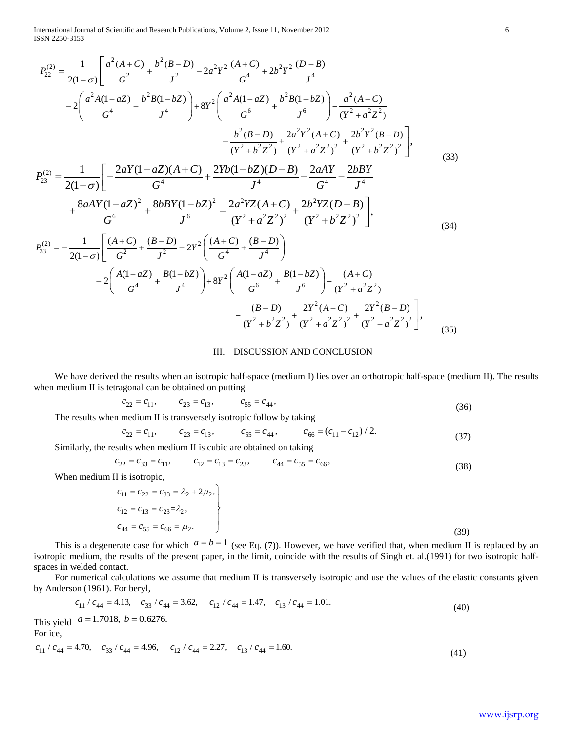$$P_{22}^{(2)} = \frac{1}{2(1-\sigma)} \left[ \frac{a^2(A+C)}{G^2} + \frac{b^2(B-D)}{J^2} - 2a^2Y^2 \frac{(A+C)}{G^4} + 2b^2Y^2 \frac{(D-B)}{J^4} \right.$$
$$- 2\left( \frac{a^2A(1-aZ)}{G^4} + \frac{b^2B(1-bZ)}{J^4} \right) + 8Y^2 \left( \frac{a^2A(1-aZ)}{G^6} + \frac{b^2B(1-bZ)}{J^6} \right) - \frac{a^2(A+C)}{(Y^2+a^2Z^2)}$$
$$\left. - \frac{b^2(B-D)}{(Y^2+b^2Z^2)} + \frac{2a^2Y^2(A+C)}{(Y^2+a^2Z^2)^2} + \frac{2b^2Y^2(B-D)}{(Y^2+b^2Z^2)^2} \right], \tag{33}$$

$$P_{23}^{(2)} = \frac{1}{2(1-\sigma)} \left[ -\frac{2aY(1-aZ)(A+C)}{G^4} + \frac{2Yb(1-bZ)(D-B)}{J^4} - \frac{2aAY}{G^4} - \frac{2bBY}{J^4} \right.$$
$$\left. + \frac{8aAY(1-aZ)^2}{G^6} + \frac{8bBY(1-bZ)^2}{J^6} - \frac{2a^2YZ(A+C)}{(Y^2+a^2Z^2)^2} + \frac{2b^2YZ(D-B)}{(Y^2+b^2Z^2)^2} \right], \tag{34}$$

$$P_{33}^{(2)} = -\frac{1}{2(1-\sigma)} \left[ \frac{(A+C)}{G^2} + \frac{(B-D)}{J^2} - 2Y^2 \left( \frac{(A+C)}{G^4} + \frac{(B-D)}{J^4} \right) \right.$$
$$- 2\left( \frac{A(1-aZ)}{G^4} + \frac{B(1-bZ)}{J^4} \right) + 8Y^2 \left( \frac{A(1-aZ)}{G^6} + \frac{B(1-bZ)}{J^6} \right) - \frac{(A+C)}{(Y^2+a^2Z^2)}$$
$$\left. - \frac{(B-D)}{(Y^2+b^2Z^2)} + \frac{2Y^2(A+C)}{(Y^2+a^2Z^2)^2} + \frac{2Y^2(B-D)}{(Y^2+a^2Z^2)^2} \right], \tag{35}$$

## III. DISCUSSION AND CONCLUSION

We have derived the results when an isotropic half-space (medium I) lies over an orthotropic half-space (medium II). The results when medium II is tetragonal can be obtained on putting

$$c_{22} = c_{11}, \qquad c_{23} = c_{13}, \qquad c_{55} = c_{44}, \tag{36}$$

The results when medium II is transversely isotropic follow by taking

$$c_{22} = c_{11}, \qquad c_{23} = c_{13}, \qquad c_{55} = c_{44}, \qquad c_{66} = (c_{11} - c_{12})/2. \tag{37}$$

Similarly, the results when medium II is cubic are obtained on taking

$$c_{22} = c_{33} = c_{11}, \qquad c_{12} = c_{13} = c_{23}, \qquad c_{44} = c_{55} = c_{66}, \tag{38}$$

When medium II is isotropic,

$$\left. \begin{aligned} &c_{11} = c_{22} = c_{33} = \lambda_2 + 2\mu_2, \\ &c_{12} = c_{13} = c_{23} = \lambda_2, \\ &c_{44} = c_{55} = c_{66} = \mu_2. \end{aligned} \right\} \tag{39}$$

This is a degenerate case for which $a = b = 1$ (see Eq. (7)). However, we have verified that, when medium II is replaced by an isotropic medium, the results of the present paper, in the limit, coincide with the results of Singh et. al.(1991) for two isotropic half-spaces in welded contact.

For numerical calculations we assume that medium II is transversely isotropic and use the values of the elastic constants given by Anderson (1961). For beryl,

$$c_{11}/c_{44} = 4.13, \quad c_{33}/c_{44} = 3.62, \quad c_{12}/c_{44} = 1.47, \quad c_{13}/c_{44} = 1.01. \tag{40}$$

This yield $a = 1.7018,\ b = 0.6276.$

For ice,

$$c_{11}/c_{44} = 4.70, \quad c_{33}/c_{44} = 4.96, \quad c_{12}/c_{44} = 2.27, \quad c_{13}/c_{44} = 1.60. \tag{41}$$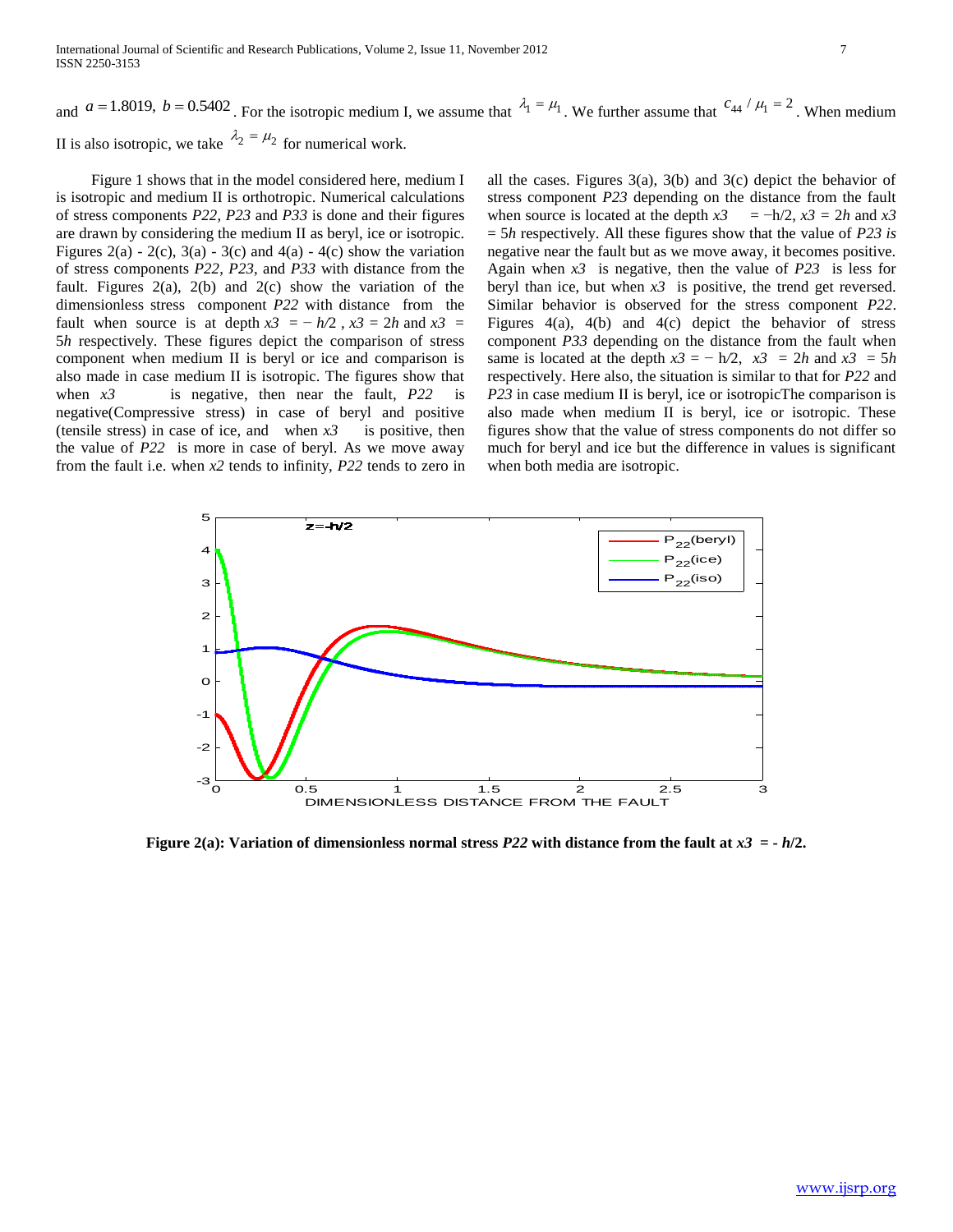and $a = 1.8019,\ b = 0.5402$. For the isotropic medium I, we assume that $\lambda_1 = \mu_1$. We further assume that $c_{44} / \mu_1 = 2$. When medium II is also isotropic, we take $\lambda_2 = \mu_2$ for numerical work.

Figure 1 shows that in the model considered here, medium I is isotropic and medium II is orthotropic. Numerical calculations of stress components *P22*, *P23* and *P33* is done and their figures are drawn by considering the medium II as beryl, ice or isotropic. Figures 2(a) - 2(c), 3(a) - 3(c) and 4(a) - 4(c) show the variation of stress components *P22*, *P23*, and *P33* with distance from the fault. Figures 2(a), 2(b) and 2(c) show the variation of the dimensionless stress component *P22* with distance from the fault when source is at depth $x3 = -h/2$, $x3 = 2h$ and $x3 = 5h$ respectively. These figures depict the comparison of stress component when medium II is beryl or ice and comparison is also made in case medium II is isotropic. The figures show that when *x3* is negative, then near the fault, *P22* is negative(Compressive stress) in case of beryl and positive (tensile stress) in case of ice, and when *x3* is positive, then the value of *P22* is more in case of beryl. As we move away from the fault i.e. when *x2* tends to infinity, *P22* tends to zero in all the cases. Figures 3(a), 3(b) and 3(c) depict the behavior of stress component *P23* depending on the distance from the fault when source is located at the depth $x3 = -h/2$, $x3 = 2h$ and $x3 = 5h$ respectively. All these figures show that the value of *P23 is* negative near the fault but as we move away, it becomes positive. Again when *x3* is negative, then the value of *P23* is less for beryl than ice, but when *x3* is positive, the trend get reversed. Similar behavior is observed for the stress component *P22*. Figures 4(a), 4(b) and 4(c) depict the behavior of stress component *P33* depending on the distance from the fault when same is located at the depth $x3 = -h/2$, $x3 = 2h$ and $x3 = 5h$ respectively. Here also, the situation is similar to that for *P22* and *P23* in case medium II is beryl, ice or isotropicThe comparison is also made when medium II is beryl, ice or isotropic. These figures show that the value of stress components do not differ so much for beryl and ice but the difference in values is significant when both media are isotropic.

**Figure 2(a): Variation of dimensionless normal stress *P22* with distance from the fault at $x3 = -h/2$.**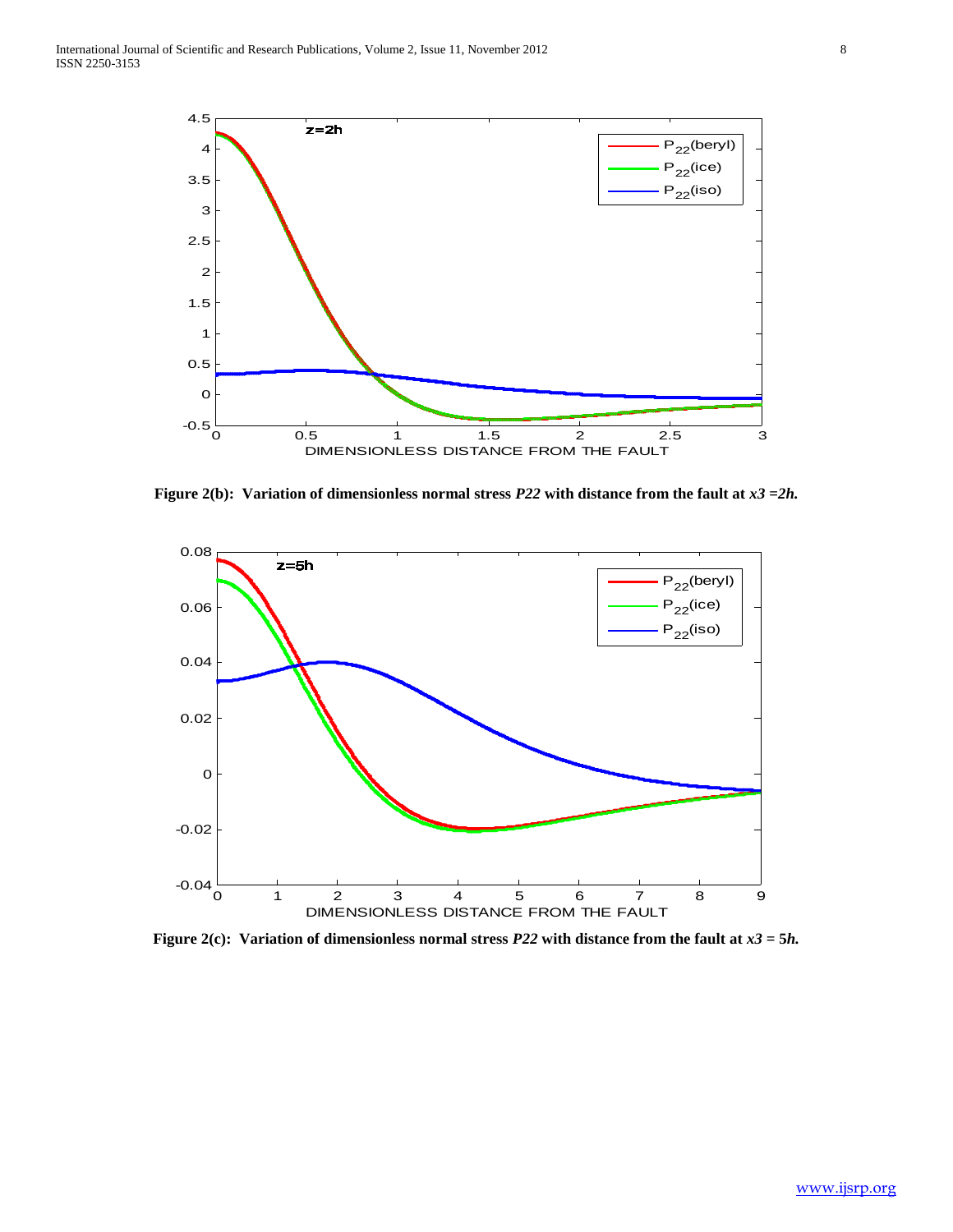**Figure 2(b): Variation of dimensionless normal stress *P22* with distance from the fault at $x_3 = 2h$.**

**Figure 2(c): Variation of dimensionless normal stress *P22* with distance from the fault at $x_3 = 5h$.**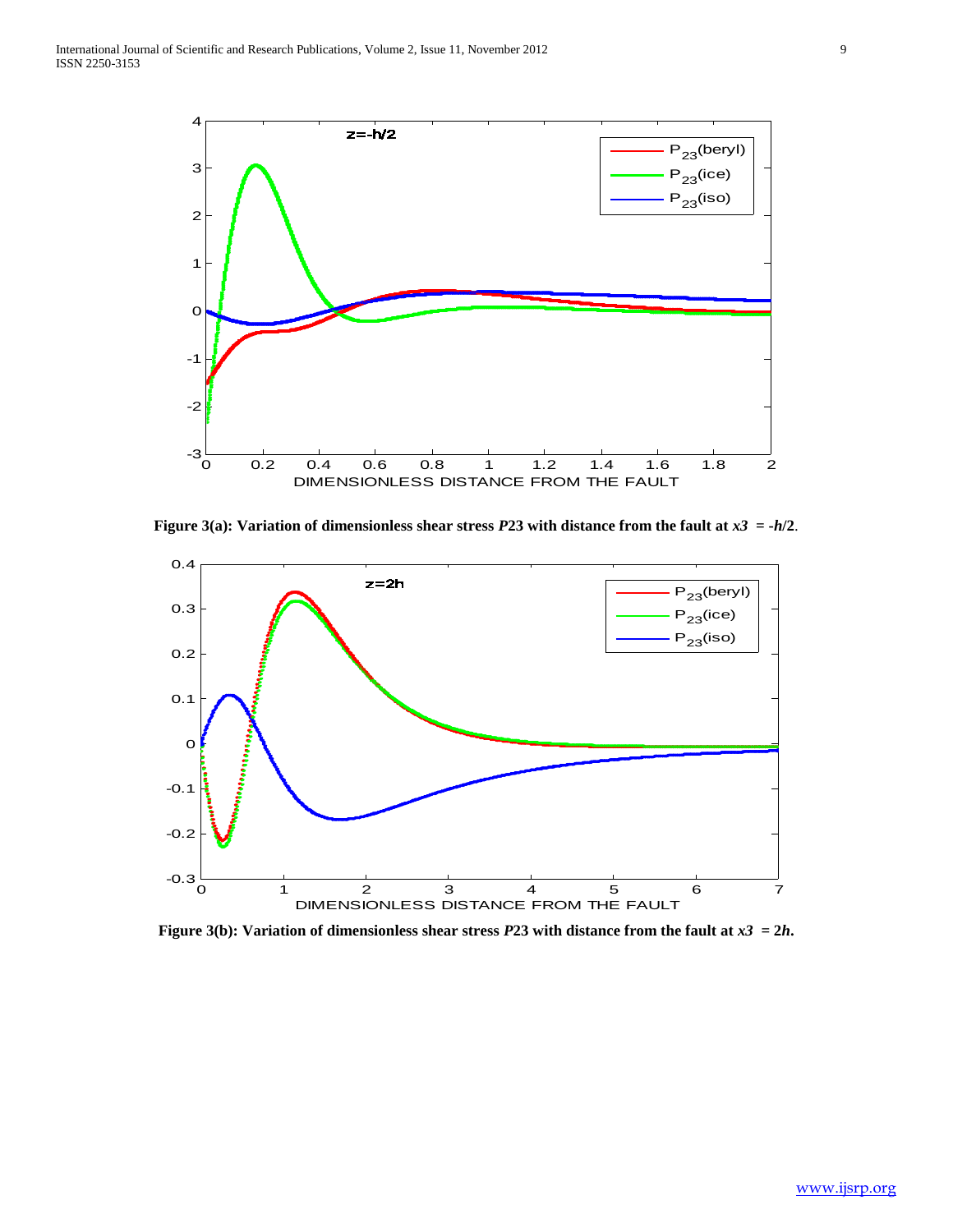**Figure 3(a): Variation of dimensionless shear stress *P*23 with distance from the fault at *x3* = -*h*/2.**

**Figure 3(b): Variation of dimensionless shear stress *P*23 with distance from the fault at *x3* = 2*h*.**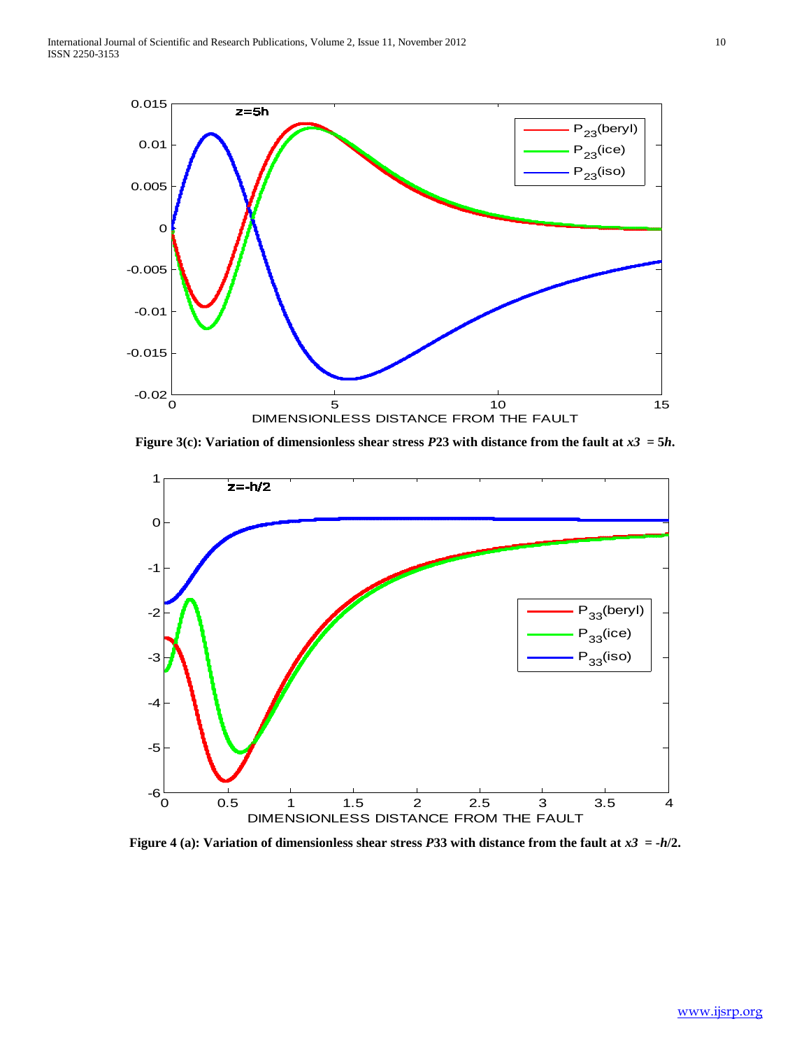**Figure 3(c): Variation of dimensionless shear stress $P23$ with distance from the fault at $x3 = 5h$.**

**Figure 4 (a): Variation of dimensionless shear stress $P33$ with distance from the fault at $x3 = -h/2$.**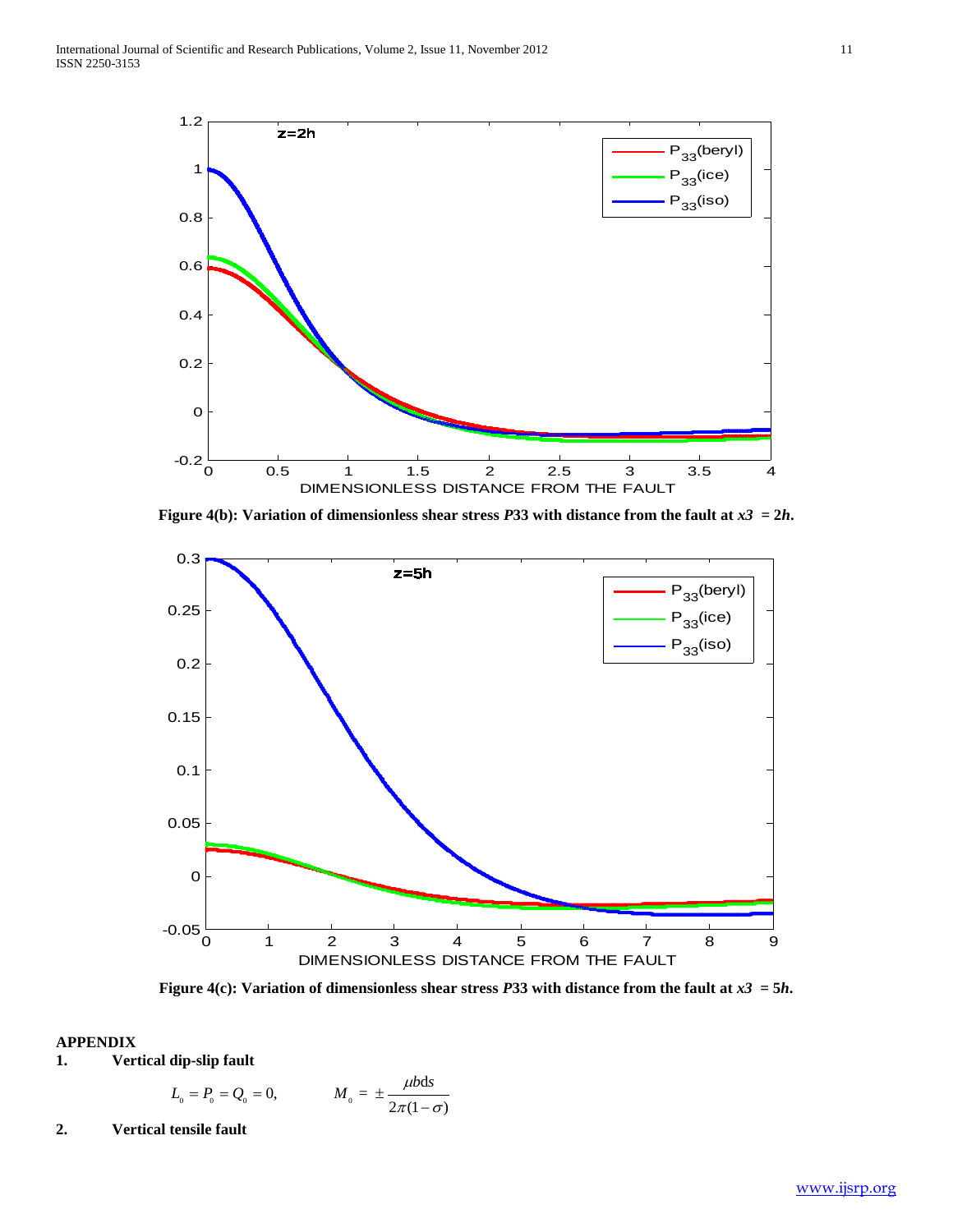Figure 4(b): Variation of dimensionless shear stress *P*33 with distance from the fault at $x3 = 2h$.

Figure 4(c): Variation of dimensionless shear stress *P*33 with distance from the fault at $x3 = 5h$.

## APPENDIX

**1. Vertical dip-slip fault**

$$L_0 = P_0 = Q_0 = 0, \qquad M_0 = \pm \frac{\mu b \mathrm{d}s}{2\pi(1-\sigma)}$$

**2. Vertical tensile fault**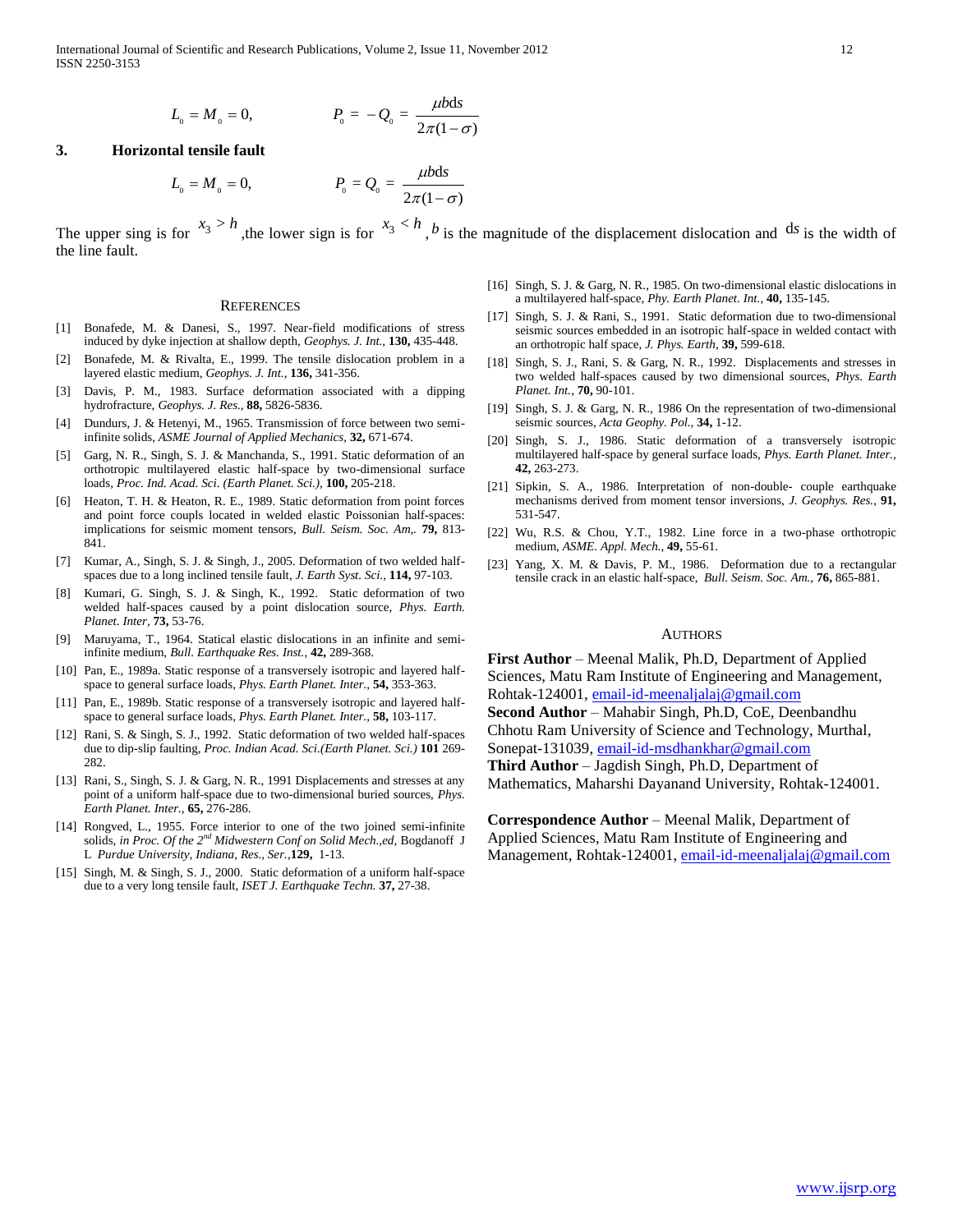$$L_0 = M_0 = 0, \qquad P_0 = -Q_0 = \frac{\mu b \mathrm{d}s}{2\pi(1-\sigma)}$$

### 3. Horizontal tensile fault

$$L_0 = M_0 = 0, \qquad P_0 = Q_0 = \frac{\mu b \mathrm{d}s}{2\pi(1-\sigma)}$$

The upper sing is for $x_3 > h$ ,the lower sign is for $x_3 < h$ , $b$ is the magnitude of the displacement dislocation and $\mathrm{d}s$ is the width of the line fault.

## REFERENCES

[1] Bonafede, M. & Danesi, S., 1997. Near-field modifications of stress induced by dyke injection at shallow depth, *Geophys. J. Int.*, **130,** 435-448.

[2] Bonafede, M. & Rivalta, E., 1999. The tensile dislocation problem in a layered elastic medium, *Geophys. J. Int.*, **136,** 341-356.

[3] Davis, P. M., 1983. Surface deformation associated with a dipping hydrofracture, *Geophys. J. Res.*, **88,** 5826-5836.

[4] Dundurs, J. & Hetenyi, M., 1965. Transmission of force between two semi-infinite solids, *ASME Journal of Applied Mechanics*, **32,** 671-674.

[5] Garg, N. R., Singh, S. J. & Manchanda, S., 1991. Static deformation of an orthotropic multilayered elastic half-space by two-dimensional surface loads, *Proc. Ind. Acad. Sci. (Earth Planet. Sci.)*, **100,** 205-218.

[6] Heaton, T. H. & Heaton, R. E., 1989. Static deformation from point forces and point force couples located in welded elastic Poissonian half-spaces: implications for seismic moment tensors, *Bull. Seism. Soc. Am,.* **79,** 813-841.

[7] Kumar, A., Singh, S. J. & Singh, J., 2005. Deformation of two welded half-spaces due to a long inclined tensile fault, *J. Earth Syst. Sci.*, **114,** 97-103.

[8] Kumari, G. Singh, S. J. & Singh, K., 1992. Static deformation of two welded half-spaces caused by a point dislocation source, *Phys. Earth. Planet. Inter*, **73,** 53-76.

[9] Maruyama, T., 1964. Statical elastic dislocations in an infinite and semi-infinite medium, *Bull. Earthquake Res. Inst.*, **42,** 289-368.

[10] Pan, E., 1989a. Static response of a transversely isotropic and layered half-space to general surface loads, *Phys. Earth Planet. Inter.*, **54,** 353-363.

[11] Pan, E., 1989b. Static response of a transversely isotropic and layered half-space to general surface loads, *Phys. Earth Planet. Inter.*, **58,** 103-117.

[12] Rani, S. & Singh, S. J., 1992. Static deformation of two welded half-spaces due to dip-slip faulting, *Proc. Indian Acad. Sci.(Earth Planet. Sci.)* **101** 269-282.

[13] Rani, S., Singh, S. J. & Garg, N. R., 1991 Displacements and stresses at any point of a uniform half-space due to two-dimensional buried sources, *Phys. Earth Planet. Inter.*, **65,** 276-286.

[14] Rongved, L., 1955. Force interior to one of the two joined semi-infinite solids, *in Proc. Of the 2nd Midwestern Conf on Solid Mech.,ed*, Bogdanoff J L *Purdue University, Indiana, Res., Ser.*,**129,** 1-13.

[15] Singh, M. & Singh, S. J., 2000. Static deformation of a uniform half-space due to a very long tensile fault, *ISET J. Earthquake Techn.* **37,** 27-38.

[16] Singh, S. J. & Garg, N. R., 1985. On two-dimensional elastic dislocations in a multilayered half-space, *Phy. Earth Planet. Int.*, **40,** 135-145.

[17] Singh, S. J. & Rani, S., 1991. Static deformation due to two-dimensional seismic sources embedded in an isotropic half-space in welded contact with an orthotropic half space, *J. Phys. Earth*, **39,** 599-618.

[18] Singh, S. J., Rani, S. & Garg, N. R., 1992. Displacements and stresses in two welded half-spaces caused by two dimensional sources, *Phys. Earth Planet. Int.*, **70,** 90-101.

[19] Singh, S. J. & Garg, N. R., 1986 On the representation of two-dimensional seismic sources, *Acta Geophy. Pol.*, **34,** 1-12.

[20] Singh, S. J., 1986. Static deformation of a transversely isotropic multilayered half-space by general surface loads, *Phys. Earth Planet. Inter.*, **42,** 263-273.

[21] Sipkin, S. A., 1986. Interpretation of non-double- couple earthquake mechanisms derived from moment tensor inversions, *J. Geophys. Res.*, **91,** 531-547.

[22] Wu, R.S. & Chou, Y.T., 1982. Line force in a two-phase orthotropic medium, *ASME. Appl. Mech.*, **49,** 55-61.

[23] Yang, X. M. & Davis, P. M., 1986. Deformation due to a rectangular tensile crack in an elastic half-space, *Bull. Seism. Soc. Am.*, **76,** 865-881.

## AUTHORS

**First Author** – Meenal Malik, Ph.D, Department of Applied Sciences, Matu Ram Institute of Engineering and Management, Rohtak-124001, email-id-meenaljalaj@gmail.com

**Second Author** – Mahabir Singh, Ph.D, CoE, Deenbandhu Chhotu Ram University of Science and Technology, Murthal, Sonepat-131039, email-id-msdhankhar@gmail.com

**Third Author** – Jagdish Singh, Ph.D, Department of Mathematics, Maharshi Dayanand University, Rohtak-124001.

**Correspondence Author** – Meenal Malik, Department of Applied Sciences, Matu Ram Institute of Engineering and Management, Rohtak-124001, email-id-meenaljalaj@gmail.com